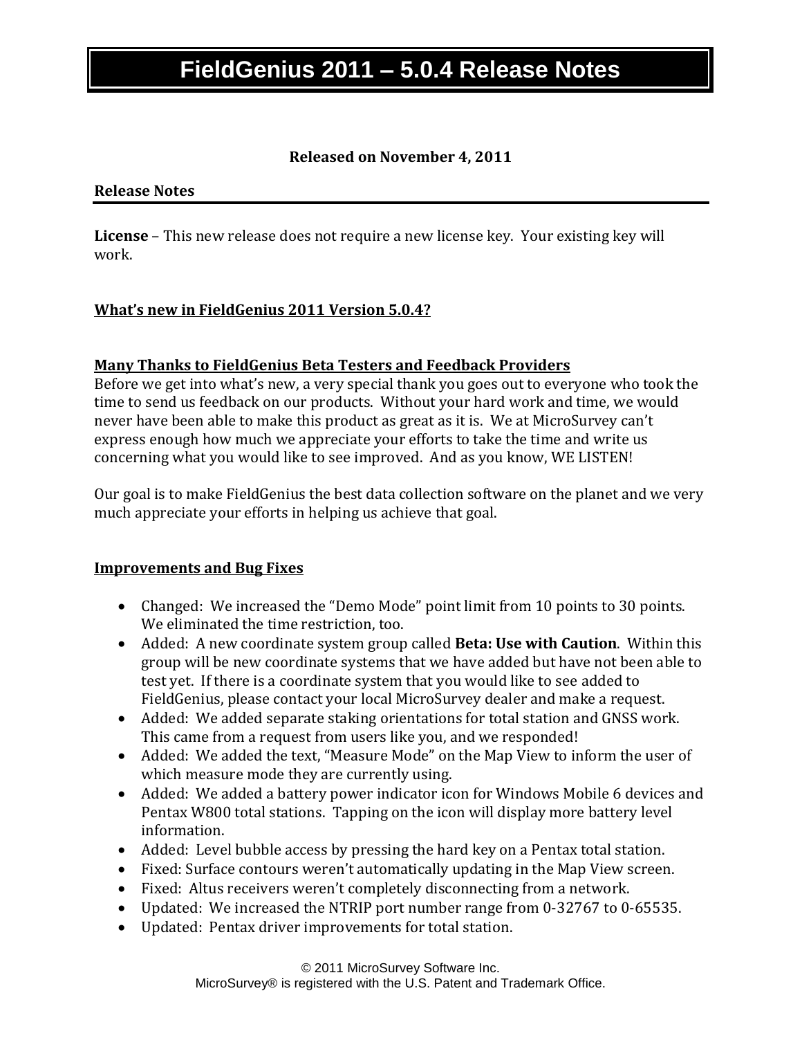# FieldGenius 2011 – 5.0.4 Release Notes

**Released on November 4, 2011**

## Release Notes

**License** – This new release does not require a new license key. Your existing key will work.

## What's new in FieldGenius 2011 Version 5.0.4?

### Many Thanks to FieldGenius Beta Testers and Feedback Providers

Before we get into what's new, a very special thank you goes out to everyone who took the time to send us feedback on our products. Without your hard work and time, we would never have been able to make this product as great as it is. We at MicroSurvey can't express enough how much we appreciate your efforts to take the time and write us concerning what you would like to see improved. And as you know, WE LISTEN!

Our goal is to make FieldGenius the best data collection software on the planet and we very much appreciate your efforts in helping us achieve that goal.

### Improvements and Bug Fixes

- Changed: We increased the "Demo Mode" point limit from 10 points to 30 points. We eliminated the time restriction, too.
- Added: A new coordinate system group called **Beta: Use with Caution**. Within this group will be new coordinate systems that we have added but have not been able to test yet. If there is a coordinate system that you would like to see added to FieldGenius, please contact your local MicroSurvey dealer and make a request.
- Added: We added separate staking orientations for total station and GNSS work. This came from a request from users like you, and we responded!
- Added: We added the text, "Measure Mode" on the Map View to inform the user of which measure mode they are currently using.
- Added: We added a battery power indicator icon for Windows Mobile 6 devices and Pentax W800 total stations. Tapping on the icon will display more battery level information.
- Added: Level bubble access by pressing the hard key on a Pentax total station.
- Fixed: Surface contours weren't automatically updating in the Map View screen.
- Fixed: Altus receivers weren't completely disconnecting from a network.
- Updated: We increased the NTRIP port number range from 0-32767 to 0-65535.
- Updated: Pentax driver improvements for total station.

© 2011 MicroSurvey Software Inc.
MicroSurvey® is registered with the U.S. Patent and Trademark Office.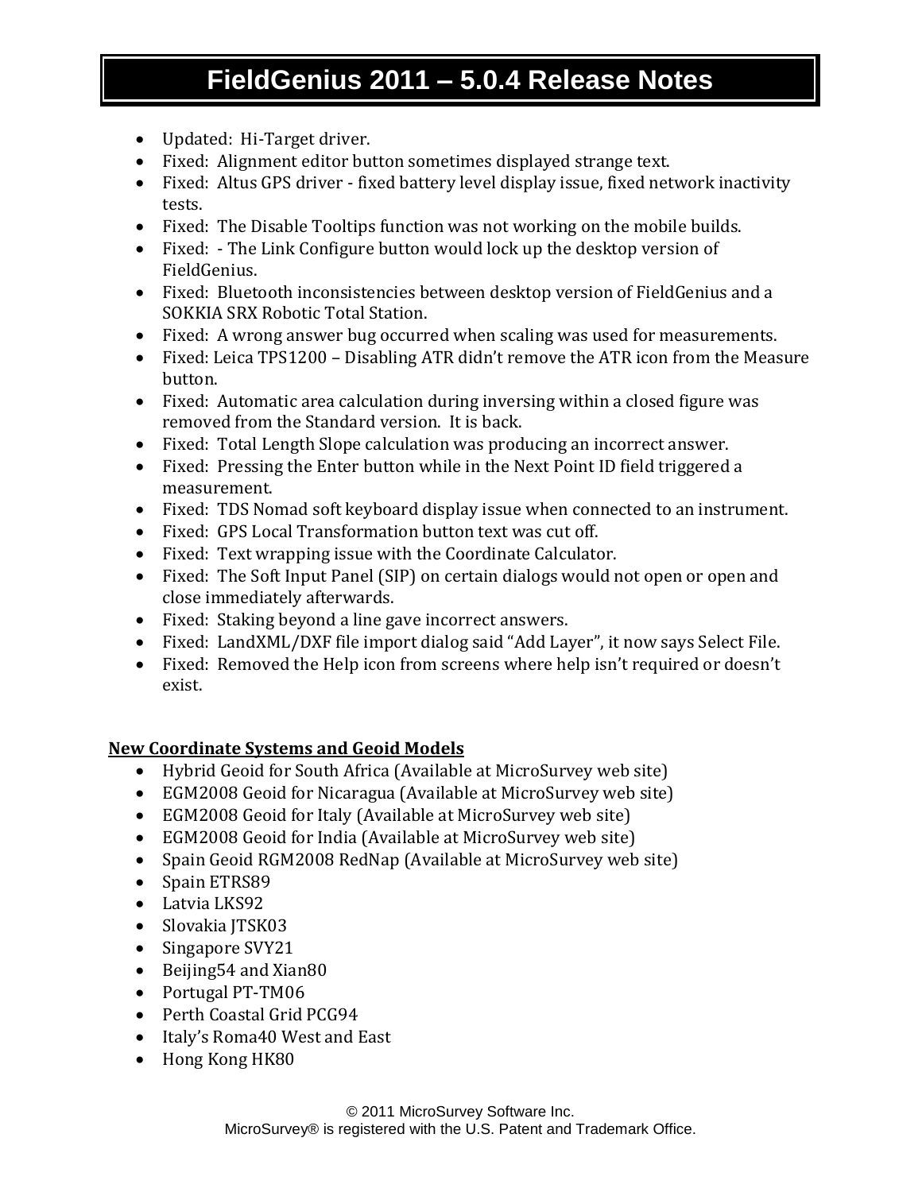# FieldGenius 2011 – 5.0.4 Release Notes

- Updated: Hi-Target driver.
- Fixed: Alignment editor button sometimes displayed strange text.
- Fixed: Altus GPS driver - fixed battery level display issue, fixed network inactivity tests.
- Fixed: The Disable Tooltips function was not working on the mobile builds.
- Fixed: - The Link Configure button would lock up the desktop version of FieldGenius.
- Fixed: Bluetooth inconsistencies between desktop version of FieldGenius and a SOKKIA SRX Robotic Total Station.
- Fixed: A wrong answer bug occurred when scaling was used for measurements.
- Fixed: Leica TPS1200 – Disabling ATR didn't remove the ATR icon from the Measure button.
- Fixed: Automatic area calculation during inversing within a closed figure was removed from the Standard version. It is back.
- Fixed: Total Length Slope calculation was producing an incorrect answer.
- Fixed: Pressing the Enter button while in the Next Point ID field triggered a measurement.
- Fixed: TDS Nomad soft keyboard display issue when connected to an instrument.
- Fixed: GPS Local Transformation button text was cut off.
- Fixed: Text wrapping issue with the Coordinate Calculator.
- Fixed: The Soft Input Panel (SIP) on certain dialogs would not open or open and close immediately afterwards.
- Fixed: Staking beyond a line gave incorrect answers.
- Fixed: LandXML/DXF file import dialog said "Add Layer", it now says Select File.
- Fixed: Removed the Help icon from screens where help isn't required or doesn't exist.

**New Coordinate Systems and Geoid Models**

- Hybrid Geoid for South Africa (Available at MicroSurvey web site)
- EGM2008 Geoid for Nicaragua (Available at MicroSurvey web site)
- EGM2008 Geoid for Italy (Available at MicroSurvey web site)
- EGM2008 Geoid for India (Available at MicroSurvey web site)
- Spain Geoid RGM2008 RedNap (Available at MicroSurvey web site)
- Spain ETRS89
- Latvia LKS92
- Slovakia JTSK03
- Singapore SVY21
- Beijing54 and Xian80
- Portugal PT-TM06
- Perth Coastal Grid PCG94
- Italy's Roma40 West and East
- Hong Kong HK80

© 2011 MicroSurvey Software Inc.
MicroSurvey® is registered with the U.S. Patent and Trademark Office.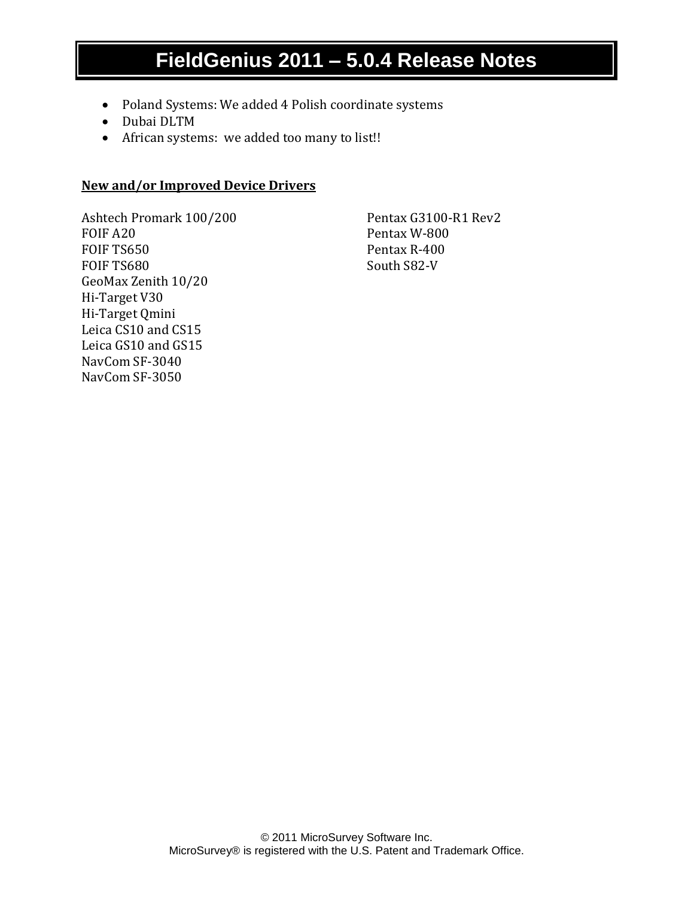# FieldGenius 2011 – 5.0.4 Release Notes

- Poland Systems: We added 4 Polish coordinate systems
- Dubai DLTM
- African systems: we added too many to list!!

**New and/or Improved Device Drivers**

Ashtech Promark 100/200
FOIF A20
FOIF TS650
FOIF TS680
GeoMax Zenith 10/20
Hi-Target V30
Hi-Target Qmini
Leica CS10 and CS15
Leica GS10 and GS15
NavCom SF-3040
NavCom SF-3050
Pentax G3100-R1 Rev2
Pentax W-800
Pentax R-400
South S82-V

© 2011 MicroSurvey Software Inc.
MicroSurvey® is registered with the U.S. Patent and Trademark Office.